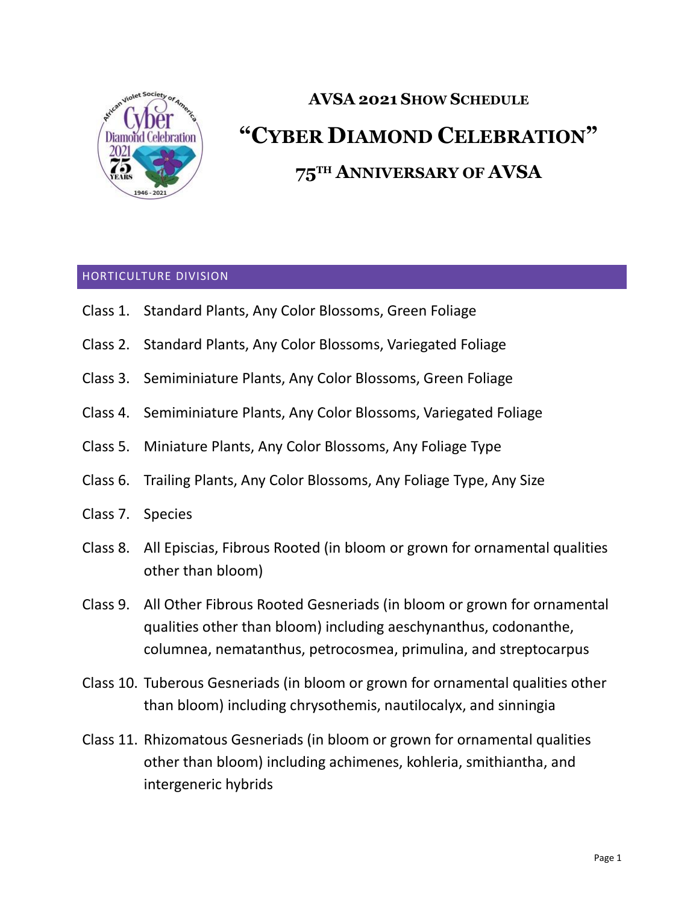# AVSA 2021 Show Schedule

# "Cyber Diamond Celebration"

## 75th Anniversary of AVSA

### HORTICULTURE DIVISION

Class 1. Standard Plants, Any Color Blossoms, Green Foliage

Class 2. Standard Plants, Any Color Blossoms, Variegated Foliage

Class 3. Semiminiature Plants, Any Color Blossoms, Green Foliage

Class 4. Semiminiature Plants, Any Color Blossoms, Variegated Foliage

Class 5. Miniature Plants, Any Color Blossoms, Any Foliage Type

Class 6. Trailing Plants, Any Color Blossoms, Any Foliage Type, Any Size

Class 7. Species

Class 8. All Episcias, Fibrous Rooted (in bloom or grown for ornamental qualities other than bloom)

Class 9. All Other Fibrous Rooted Gesneriads (in bloom or grown for ornamental qualities other than bloom) including aeschynanthus, codonanthe, columnea, nematanthus, petrocosmea, primulina, and streptocarpus

Class 10. Tuberous Gesneriads (in bloom or grown for ornamental qualities other than bloom) including chrysothemis, nautilocalyx, and sinningia

Class 11. Rhizomatous Gesneriads (in bloom or grown for ornamental qualities other than bloom) including achimenes, kohleria, smithiantha, and intergeneric hybrids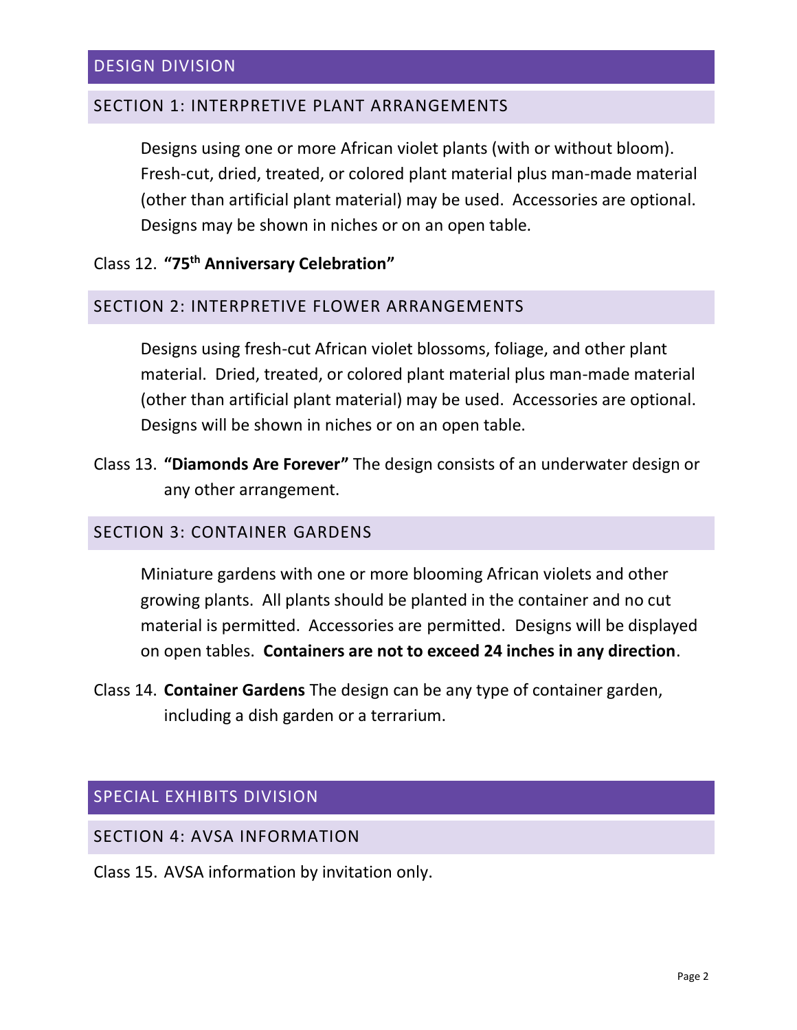# DESIGN DIVISION

## SECTION 1: INTERPRETIVE PLANT ARRANGEMENTS

Designs using one or more African violet plants (with or without bloom). Fresh-cut, dried, treated, or colored plant material plus man-made material (other than artificial plant material) may be used. Accessories are optional. Designs may be shown in niches or on an open table.

Class 12. **"75th Anniversary Celebration"**

## SECTION 2: INTERPRETIVE FLOWER ARRANGEMENTS

Designs using fresh-cut African violet blossoms, foliage, and other plant material. Dried, treated, or colored plant material plus man-made material (other than artificial plant material) may be used. Accessories are optional. Designs will be shown in niches or on an open table.

Class 13. **"Diamonds Are Forever"** The design consists of an underwater design or any other arrangement.

## SECTION 3: CONTAINER GARDENS

Miniature gardens with one or more blooming African violets and other growing plants. All plants should be planted in the container and no cut material is permitted. Accessories are permitted. Designs will be displayed on open tables. **Containers are not to exceed 24 inches in any direction**.

Class 14. **Container Gardens** The design can be any type of container garden, including a dish garden or a terrarium.

# SPECIAL EXHIBITS DIVISION

## SECTION 4: AVSA INFORMATION

Class 15. AVSA information by invitation only.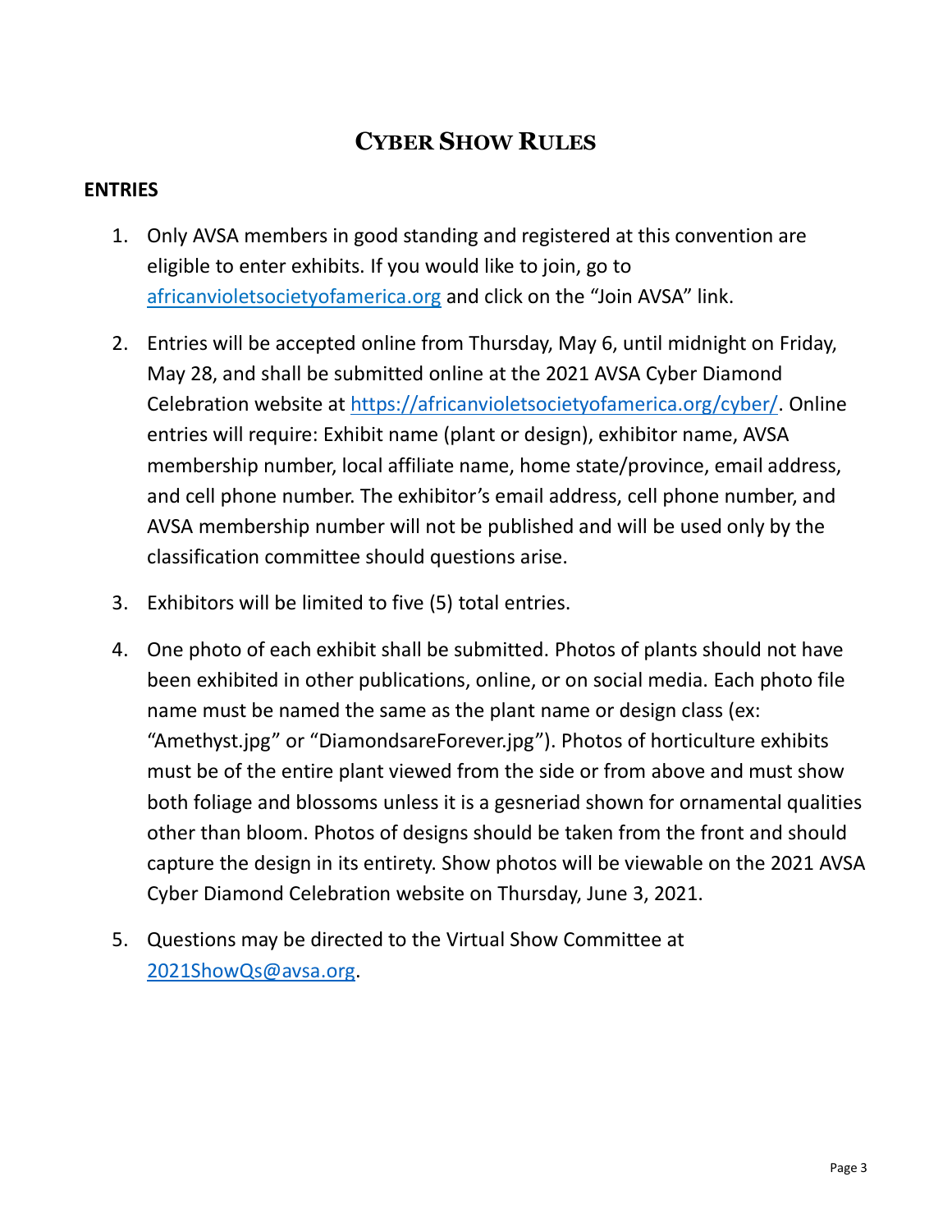# CYBER SHOW RULES

## ENTRIES

1. Only AVSA members in good standing and registered at this convention are eligible to enter exhibits. If you would like to join, go to [africanvioletsocietyofamerica.org](https://africanvioletsocietyofamerica.org) and click on the "Join AVSA" link.

2. Entries will be accepted online from Thursday, May 6, until midnight on Friday, May 28, and shall be submitted online at the 2021 AVSA Cyber Diamond Celebration website at [https://africanvioletsocietyofamerica.org/cyber/](https://africanvioletsocietyofamerica.org/cyber/). Online entries will require: Exhibit name (plant or design), exhibitor name, AVSA membership number, local affiliate name, home state/province, email address, and cell phone number. The exhibitor's email address, cell phone number, and AVSA membership number will not be published and will be used only by the classification committee should questions arise.

3. Exhibitors will be limited to five (5) total entries.

4. One photo of each exhibit shall be submitted. Photos of plants should not have been exhibited in other publications, online, or on social media. Each photo file name must be named the same as the plant name or design class (ex: "Amethyst.jpg" or "DiamondsareForever.jpg"). Photos of horticulture exhibits must be of the entire plant viewed from the side or from above and must show both foliage and blossoms unless it is a gesneriad shown for ornamental qualities other than bloom. Photos of designs should be taken from the front and should capture the design in its entirety. Show photos will be viewable on the 2021 AVSA Cyber Diamond Celebration website on Thursday, June 3, 2021.

5. Questions may be directed to the Virtual Show Committee at [2021ShowQs@avsa.org](mailto:2021ShowQs@avsa.org).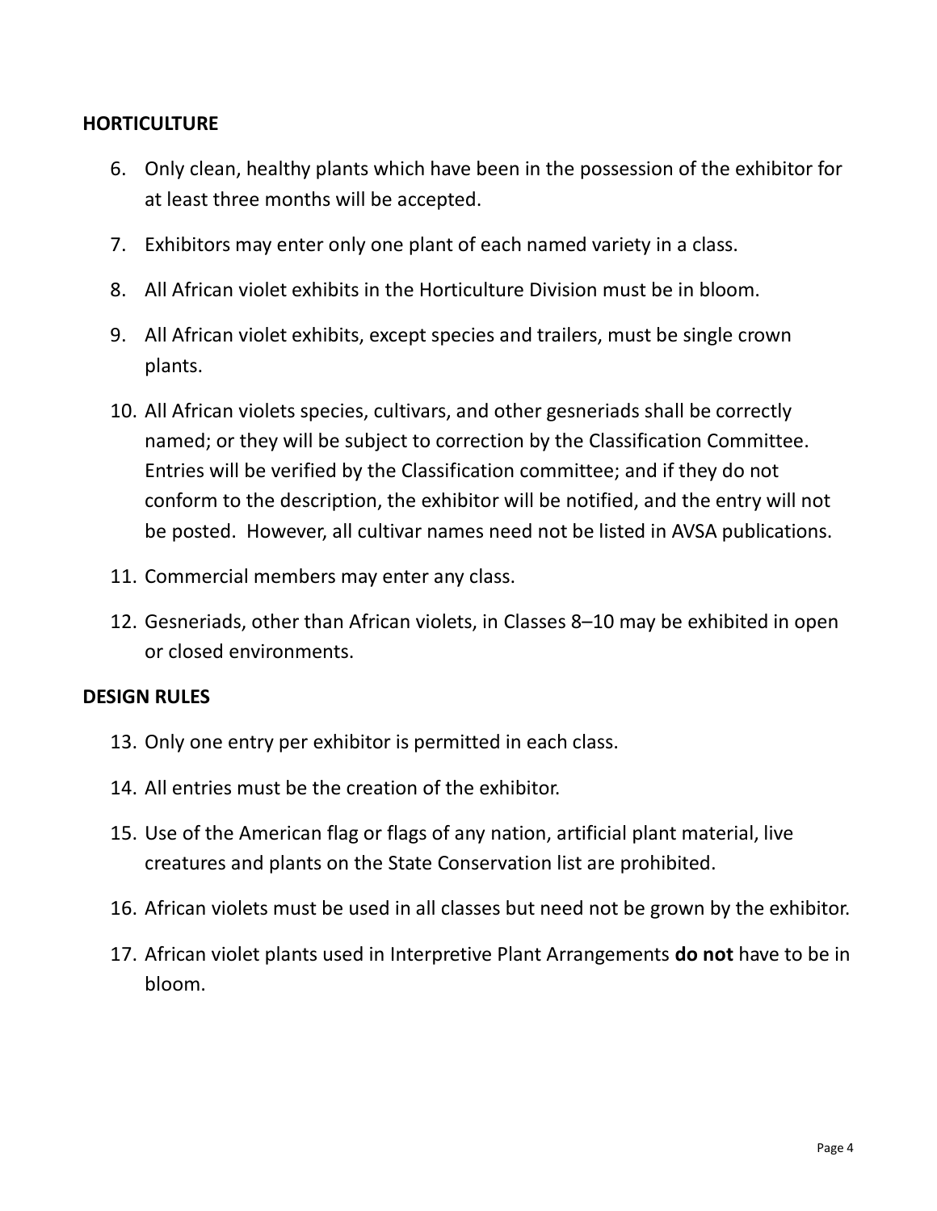**HORTICULTURE**

6. Only clean, healthy plants which have been in the possession of the exhibitor for at least three months will be accepted.
7. Exhibitors may enter only one plant of each named variety in a class.
8. All African violet exhibits in the Horticulture Division must be in bloom.
9. All African violet exhibits, except species and trailers, must be single crown plants.
10. All African violets species, cultivars, and other gesneriads shall be correctly named; or they will be subject to correction by the Classification Committee. Entries will be verified by the Classification committee; and if they do not conform to the description, the exhibitor will be notified, and the entry will not be posted. However, all cultivar names need not be listed in AVSA publications.
11. Commercial members may enter any class.
12. Gesneriads, other than African violets, in Classes 8–10 may be exhibited in open or closed environments.

**DESIGN RULES**

13. Only one entry per exhibitor is permitted in each class.
14. All entries must be the creation of the exhibitor.
15. Use of the American flag or flags of any nation, artificial plant material, live creatures and plants on the State Conservation list are prohibited.
16. African violets must be used in all classes but need not be grown by the exhibitor.
17. African violet plants used in Interpretive Plant Arrangements **do not** have to be in bloom.